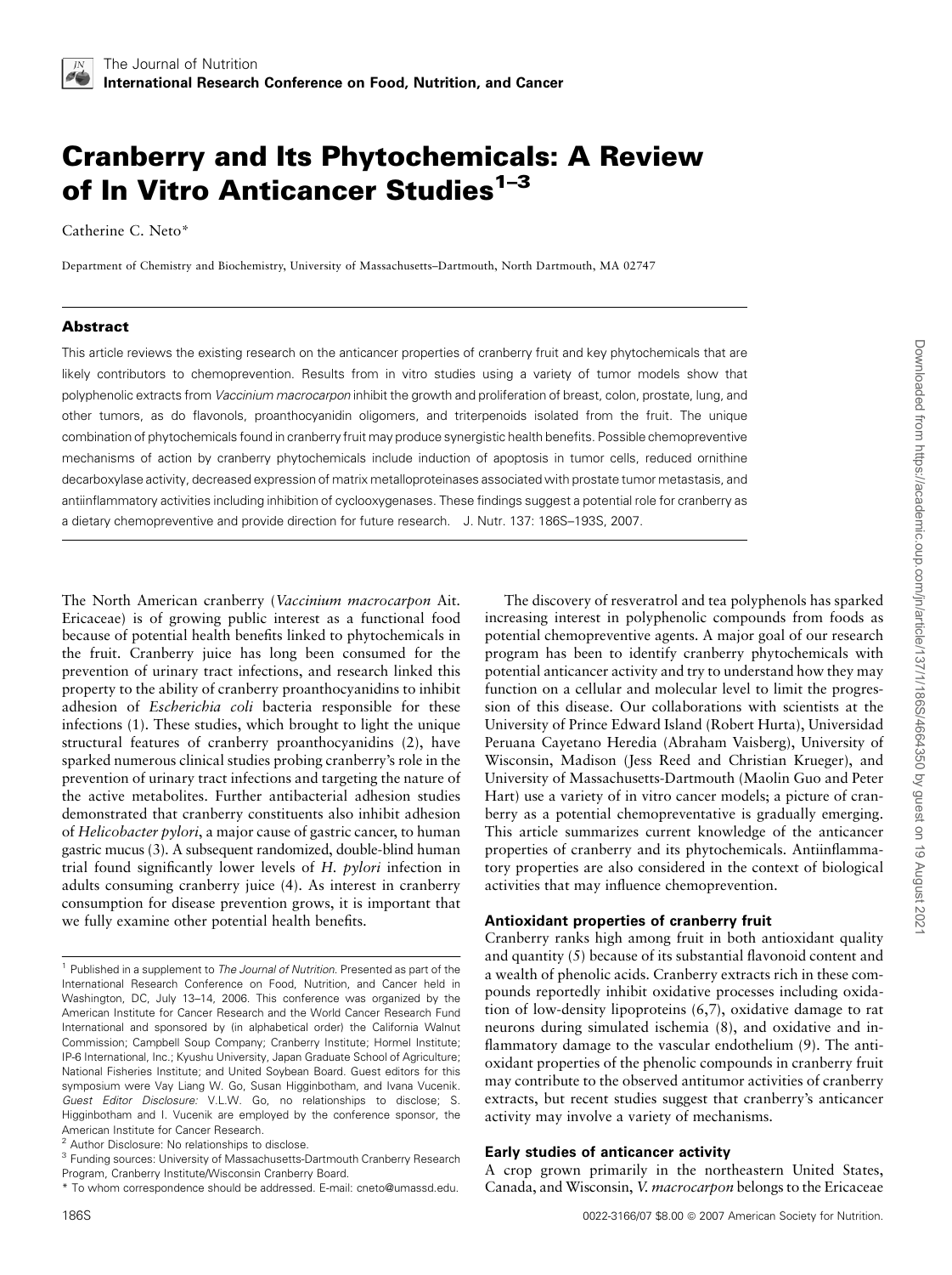The Journal of Nutrition
**International Research Conference on Food, Nutrition, and Cancer**

# Cranberry and Its Phytochemicals: A Review of In Vitro Anticancer Studies[1–3]

Catherine C. Neto*

Department of Chemistry and Biochemistry, University of Massachusetts–Dartmouth, North Dartmouth, MA 02747

## Abstract

This article reviews the existing research on the anticancer properties of cranberry fruit and key phytochemicals that are likely contributors to chemoprevention. Results from in vitro studies using a variety of tumor models show that polyphenolic extracts from *Vaccinium macrocarpon* inhibit the growth and proliferation of breast, colon, prostate, lung, and other tumors, as do flavonols, proanthocyanidin oligomers, and triterpenoids isolated from the fruit. The unique combination of phytochemicals found in cranberry fruit may produce synergistic health benefits. Possible chemopreventive mechanisms of action by cranberry phytochemicals include induction of apoptosis in tumor cells, reduced ornithine decarboxylase activity, decreased expression of matrix metalloproteinases associated with prostate tumor metastasis, and antiinflammatory activities including inhibition of cyclooxygenases. These findings suggest a potential role for cranberry as a dietary chemopreventive and provide direction for future research. J. Nutr. 137: 186S–193S, 2007.

The North American cranberry (*Vaccinium macrocarpon* Ait. Ericaceae) is of growing public interest as a functional food because of potential health benefits linked to phytochemicals in the fruit. Cranberry juice has long been consumed for the prevention of urinary tract infections, and research linked this property to the ability of cranberry proanthocyanidins to inhibit adhesion of *Escherichia coli* bacteria responsible for these infections (1). These studies, which brought to light the unique structural features of cranberry proanthocyanidins (2), have sparked numerous clinical studies probing cranberry's role in the prevention of urinary tract infections and targeting the nature of the active metabolites. Further antibacterial adhesion studies demonstrated that cranberry constituents also inhibit adhesion of *Helicobacter pylori*, a major cause of gastric cancer, to human gastric mucus (3). A subsequent randomized, double-blind human trial found significantly lower levels of *H. pylori* infection in adults consuming cranberry juice (4). As interest in cranberry consumption for disease prevention grows, it is important that we fully examine other potential health benefits.

The discovery of resveratrol and tea polyphenols has sparked increasing interest in polyphenolic compounds from foods as potential chemopreventive agents. A major goal of our research program has been to identify cranberry phytochemicals with potential anticancer activity and try to understand how they may function on a cellular and molecular level to limit the progression of this disease. Our collaborations with scientists at the University of Prince Edward Island (Robert Hurta), Universidad Peruana Cayetano Heredia (Abraham Vaisberg), University of Wisconsin, Madison (Jess Reed and Christian Krueger), and University of Massachusetts-Dartmouth (Maolin Guo and Peter Hart) use a variety of in vitro cancer models; a picture of cranberry as a potential chemopreventative is gradually emerging. This article summarizes current knowledge of the anticancer properties of cranberry and its phytochemicals. Antiinflammatory properties are also considered in the context of biological activities that may influence chemoprevention.

### Antioxidant properties of cranberry fruit

Cranberry ranks high among fruit in both antioxidant quality and quantity (5) because of its substantial flavonoid content and a wealth of phenolic acids. Cranberry extracts rich in these compounds reportedly inhibit oxidative processes including oxidation of low-density lipoproteins (6,7), oxidative damage to rat neurons during simulated ischemia (8), and oxidative and inflammatory damage to the vascular endothelium (9). The antioxidant properties of the phenolic compounds in cranberry fruit may contribute to the observed antitumor activities of cranberry extracts, but recent studies suggest that cranberry's anticancer activity may involve a variety of mechanisms.

### Early studies of anticancer activity

A crop grown primarily in the northeastern United States, Canada, and Wisconsin, *V. macrocarpon* belongs to the Ericaceae

---

[1] Published in a supplement to *The Journal of Nutrition*. Presented as part of the International Research Conference on Food, Nutrition, and Cancer held in Washington, DC, July 13–14, 2006. This conference was organized by the American Institute for Cancer Research and the World Cancer Research Fund International and sponsored by (in alphabetical order) the California Walnut Commission; Campbell Soup Company; Cranberry Institute; Hormel Institute; IP-6 International, Inc.; Kyushu University, Japan Graduate School of Agriculture; National Fisheries Institute; and United Soybean Board. Guest editors for this symposium were Vay Liang W. Go, Susan Higginbotham, and Ivana Vucenik. *Guest Editor Disclosure:* V.L.W. Go, no relationships to disclose; S. Higginbotham and I. Vucenik are employed by the conference sponsor, the American Institute for Cancer Research.

[2] Author Disclosure: No relationships to disclose.

[3] Funding sources: University of Massachusetts-Dartmouth Cranberry Research Program, Cranberry Institute/Wisconsin Cranberry Board.

\* To whom correspondence should be addressed. E-mail: cneto@umassd.edu.

0022-3166/07 $8.00 © 2007 American Society for Nutrition.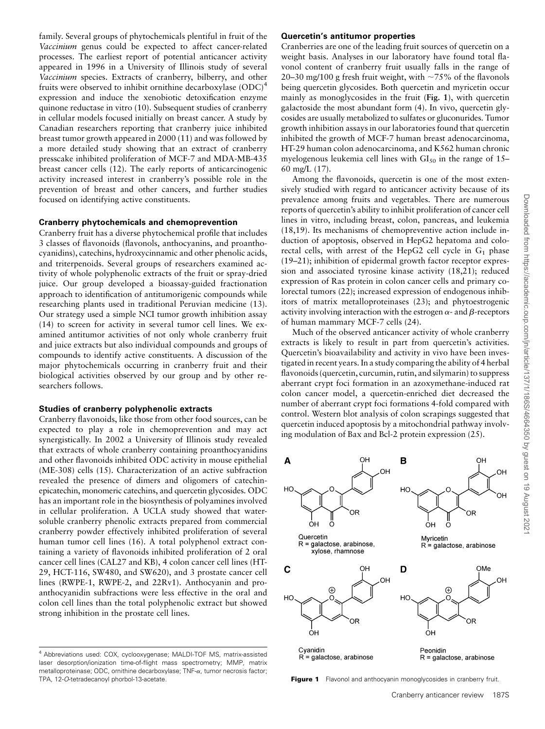family. Several groups of phytochemicals plentiful in fruit of the *Vaccinium* genus could be expected to affect cancer-related processes. The earliest report of potential anticancer activity appeared in 1996 in a University of Illinois study of several *Vaccinium* species. Extracts of cranberry, bilberry, and other fruits were observed to inhibit ornithine decarboxylase (ODC)[4] expression and induce the xenobiotic detoxification enzyme quinone reductase in vitro (10). Subsequent studies of cranberry in cellular models focused initially on breast cancer. A study by Canadian researchers reporting that cranberry juice inhibited breast tumor growth appeared in 2000 (11) and was followed by a more detailed study showing that an extract of cranberry presscake inhibited proliferation of MCF-7 and MDA-MB-435 breast cancer cells (12). The early reports of anticarcinogenic activity increased interest in cranberry's possible role in the prevention of breast and other cancers, and further studies focused on identifying active constituents.

## Cranberry phytochemicals and chemoprevention

Cranberry fruit has a diverse phytochemical profile that includes 3 classes of flavonoids (flavonols, anthocyanins, and proanthocyanidins), catechins, hydroxycinnamic and other phenolic acids, and triterpenoids. Several groups of researchers examined activity of whole polyphenolic extracts of the fruit or spray-dried juice. Our group developed a bioassay-guided fractionation approach to identification of antitumorigenic compounds while researching plants used in traditional Peruvian medicine (13). Our strategy used a simple NCI tumor growth inhibition assay (14) to screen for activity in several tumor cell lines. We examined antitumor activities of not only whole cranberry fruit and juice extracts but also individual compounds and groups of compounds to identify active constituents. A discussion of the major phytochemicals occurring in cranberry fruit and their biological activities observed by our group and by other researchers follows.

## Studies of cranberry polyphenolic extracts

Cranberry flavonoids, like those from other food sources, can be expected to play a role in chemoprevention and may act synergistically. In 2002 a University of Illinois study revealed that extracts of whole cranberry containing proanthocyanidins and other flavonoids inhibited ODC activity in mouse epithelial (ME-308) cells (15). Characterization of an active subfraction revealed the presence of dimers and oligomers of catechin-epicatechin, monomeric catechins, and quercetin glycosides. ODC has an important role in the biosynthesis of polyamines involved in cellular proliferation. A UCLA study showed that water-soluble cranberry phenolic extracts prepared from commercial cranberry powder effectively inhibited proliferation of several human tumor cell lines (16). A total polyphenol extract containing a variety of flavonoids inhibited proliferation of 2 oral cancer cell lines (CAL27 and KB), 4 colon cancer cell lines (HT-29, HCT-116, SW480, and SW620), and 3 prostate cancer cell lines (RWPE-1, RWPE-2, and 22Rv1). Anthocyanin and proanthocyanidin subfractions were less effective in the oral and colon cell lines than the total polyphenolic extract but showed strong inhibition in the prostate cell lines.

[4] Abbreviations used: COX, cyclooxygenase; MALDI-TOF MS, matrix-assisted laser desorption/ionization time-of-flight mass spectrometry; MMP, matrix metalloproteinase; ODC, ornithine decarboxylase; TNF-$\alpha$, tumor necrosis factor; TPA, 12-*O*-tetradecanoyl phorbol-13-acetate.

## Quercetin's antitumor properties

Cranberries are one of the leading fruit sources of quercetin on a weight basis. Analyses in our laboratory have found total flavonol content of cranberry fruit usually falls in the range of 20–30 mg/100 g fresh fruit weight, with ~75% of the flavonols being quercetin glycosides. Both quercetin and myricetin occur mainly as monoglycosides in the fruit (**Fig. 1**), with quercetin galactoside the most abundant form (4). In vivo, quercetin glycosides are usually metabolized to sulfates or gluconurides. Tumor growth inhibition assays in our laboratories found that quercetin inhibited the growth of MCF-7 human breast adenocarcinoma, HT-29 human colon adenocarcinoma, and K562 human chronic myelogenous leukemia cell lines with $GI_{50}$ in the range of 15–60 mg/L (17).

Among the flavonoids, quercetin is one of the most extensively studied with regard to anticancer activity because of its prevalence among fruits and vegetables. There are numerous reports of quercetin's ability to inhibit proliferation of cancer cell lines in vitro, including breast, colon, pancreas, and leukemia (18,19). Its mechanisms of chemopreventive action include induction of apoptosis, observed in HepG2 hepatoma and colorectal cells, with arrest of the HepG2 cell cycle in $G_1$ phase (19–21); inhibition of epidermal growth factor receptor expression and associated tyrosine kinase activity (18,21); reduced expression of Ras protein in colon cancer cells and primary colorectal tumors (22); increased expression of endogenous inhibitors of matrix metalloproteinases (23); and phytoestrogenic activity involving interaction with the estrogen $\alpha$- and $\beta$-receptors of human mammary MCF-7 cells (24).

Much of the observed anticancer activity of whole cranberry extracts is likely to result in part from quercetin's activities. Quercetin's bioavailability and activity in vivo have been investigated in recent years. In a study comparing the ability of 4 herbal flavonoids (quercetin, curcumin, rutin, and silymarin) to suppress aberrant crypt foci formation in an azoxymethane-induced rat colon cancer model, a quercetin-enriched diet decreased the number of aberrant crypt foci formations 4-fold compared with control. Western blot analysis of colon scrapings suggested that quercetin induced apoptosis by a mitochondrial pathway involving modulation of Bax and Bcl-2 protein expression (25).

A: Quercetin, R = galactose, arabinose, xylose, rhamnose
B: Myricetin, R = galactose, arabinose
C: Cyanidin, R = galactose, arabinose
D: Peonidin, R = galactose, arabinose

**Figure 1** Flavonol and anthocyanin monoglycosides in cranberry fruit.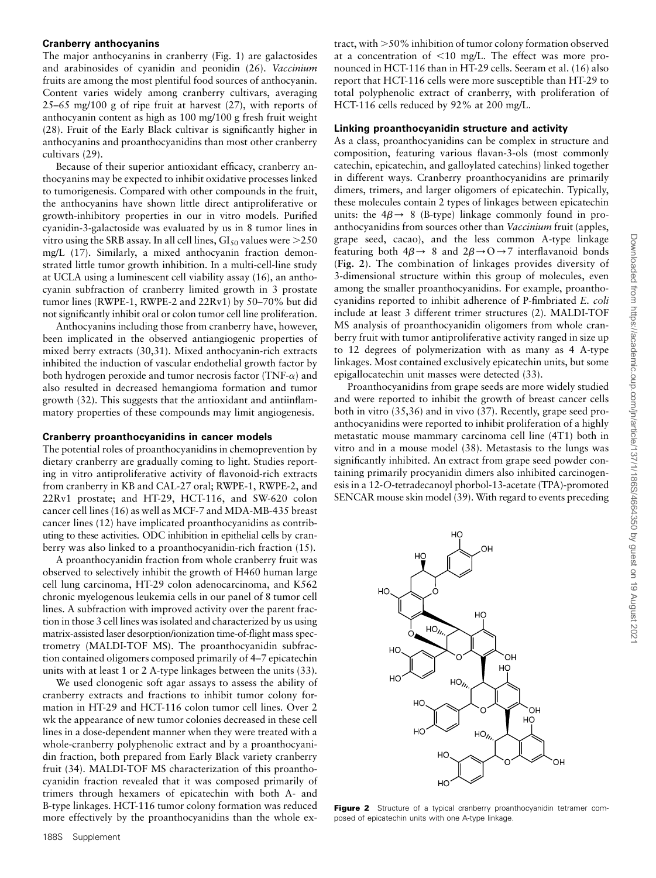**Cranberry anthocyanins**

The major anthocyanins in cranberry (Fig. 1) are galactosides and arabinosides of cyanidin and peonidin (26). *Vaccinium* fruits are among the most plentiful food sources of anthocyanin. Content varies widely among cranberry cultivars, averaging 25–65 mg/100 g of ripe fruit at harvest (27), with reports of anthocyanin content as high as 100 mg/100 g fresh fruit weight (28). Fruit of the Early Black cultivar is significantly higher in anthocyanins and proanthocyanidins than most other cranberry cultivars (29).

Because of their superior antioxidant efficacy, cranberry anthocyanins may be expected to inhibit oxidative processes linked to tumorigenesis. Compared with other compounds in the fruit, the anthocyanins have shown little direct antiproliferative or growth-inhibitory properties in our in vitro models. Purified cyanidin-3-galactoside was evaluated by us in 8 tumor lines in vitro using the SRB assay. In all cell lines, $GI_{50}$ values were >250 mg/L (17). Similarly, a mixed anthocyanin fraction demonstrated little tumor growth inhibition. In a multi-cell-line study at UCLA using a luminescent cell viability assay (16), an anthocyanin subfraction of cranberry limited growth in 3 prostate tumor lines (RWPE-1, RWPE-2 and 22Rv1) by 50–70% but did not significantly inhibit oral or colon tumor cell line proliferation.

Anthocyanins including those from cranberry have, however, been implicated in the observed antiangiogenic properties of mixed berry extracts (30,31). Mixed anthocyanin-rich extracts inhibited the induction of vascular endothelial growth factor by both hydrogen peroxide and tumor necrosis factor (TNF-$\alpha$) and also resulted in decreased hemangioma formation and tumor growth (32). This suggests that the antioxidant and antiinflammatory properties of these compounds may limit angiogenesis.

**Cranberry proanthocyanidins in cancer models**

The potential roles of proanthocyanidins in chemoprevention by dietary cranberry are gradually coming to light. Studies reporting in vitro antiproliferative activity of flavonoid-rich extracts from cranberry in KB and CAL-27 oral; RWPE-1, RWPE-2, and 22Rv1 prostate; and HT-29, HCT-116, and SW-620 colon cancer cell lines (16) as well as MCF-7 and MDA-MB-435 breast cancer lines (12) have implicated proanthocyanidins as contributing to these activities. ODC inhibition in epithelial cells by cranberry was also linked to a proanthocyanidin-rich fraction (15).

A proanthocyanidin fraction from whole cranberry fruit was observed to selectively inhibit the growth of H460 human large cell lung carcinoma, HT-29 colon adenocarcinoma, and K562 chronic myelogenous leukemia cells in our panel of 8 tumor cell lines. A subfraction with improved activity over the parent fraction in those 3 cell lines was isolated and characterized by us using matrix-assisted laser desorption/ionization time-of-flight mass spectrometry (MALDI-TOF MS). The proanthocyanidin subfraction contained oligomers composed primarily of 4–7 epicatechin units with at least 1 or 2 A-type linkages between the units (33).

We used clonogenic soft agar assays to assess the ability of cranberry extracts and fractions to inhibit tumor colony formation in HT-29 and HCT-116 colon tumor cell lines. Over 2 wk the appearance of new tumor colonies decreased in these cell lines in a dose-dependent manner when they were treated with a whole-cranberry polyphenolic extract and by a proanthocyanidin fraction, both prepared from Early Black variety cranberry fruit (34). MALDI-TOF MS characterization of this proanthocyanidin fraction revealed that it was composed primarily of trimers through hexamers of epicatechin with both A- and B-type linkages. HCT-116 tumor colony formation was reduced more effectively by the proanthocyanidins than the whole extract, with >50% inhibition of tumor colony formation observed at a concentration of <10 mg/L. The effect was more pronounced in HCT-116 than in HT-29 cells. Seeram et al. (16) also report that HCT-116 cells were more susceptible than HT-29 to total polyphenolic extract of cranberry, with proliferation of HCT-116 cells reduced by 92% at 200 mg/L.

**Linking proanthocyanidin structure and activity**

As a class, proanthocyanidins can be complex in structure and composition, featuring various flavan-3-ols (most commonly catechin, epicatechin, and galloylated catechins) linked together in different ways. Cranberry proanthocyanidins are primarily dimers, trimers, and larger oligomers of epicatechin. Typically, these molecules contain 2 types of linkages between epicatechin units: the $4\beta \rightarrow 8$ (B-type) linkage commonly found in proanthocyanidins from sources other than *Vaccinium* fruit (apples, grape seed, cacao), and the less common A-type linkage featuring both $4\beta \rightarrow 8$ and $2\beta \rightarrow O \rightarrow 7$ interflavanoid bonds (**Fig. 2**). The combination of linkages provides diversity of 3-dimensional structure within this group of molecules, even among the smaller proanthocyanidins. For example, proanthocyanidins reported to inhibit adherence of P-fimbriated *E. coli* include at least 3 different trimer structures (2). MALDI-TOF MS analysis of proanthocyanidin oligomers from whole cranberry fruit with tumor antiproliferative activity ranged in size up to 12 degrees of polymerization with as many as 4 A-type linkages. Most contained exclusively epicatechin units, but some epigallocatechin unit masses were detected (33).

Proanthocyanidins from grape seeds are more widely studied and were reported to inhibit the growth of breast cancer cells both in vitro (35,36) and in vivo (37). Recently, grape seed proanthocyanidins were reported to inhibit proliferation of a highly metastatic mouse mammary carcinoma cell line (4T1) both in vitro and in a mouse model (38). Metastasis to the lungs was significantly inhibited. An extract from grape seed powder containing primarily procyanidin dimers also inhibited carcinogenesis in a 12-*O*-tetradecanoyl phorbol-13-acetate (TPA)-promoted SENCAR mouse skin model (39). With regard to events preceding

**Figure 2** Structure of a typical cranberry proanthocyanidin tetramer composed of epicatechin units with one A-type linkage.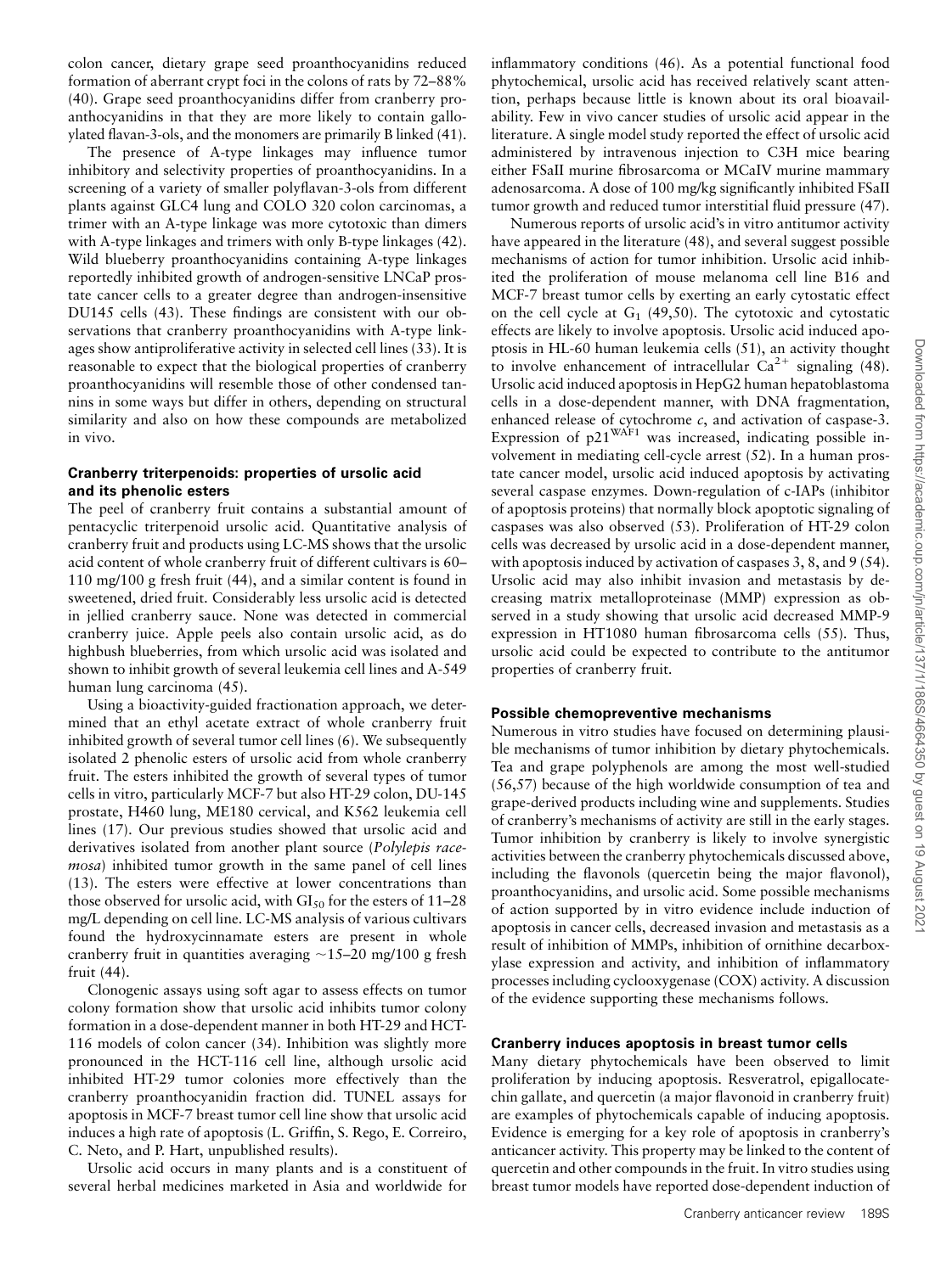colon cancer, dietary grape seed proanthocyanidins reduced formation of aberrant crypt foci in the colons of rats by 72–88% (40). Grape seed proanthocyanidins differ from cranberry proanthocyanidins in that they are more likely to contain galloylated flavan-3-ols, and the monomers are primarily B linked (41).

The presence of A-type linkages may influence tumor inhibitory and selectivity properties of proanthocyanidins. In a screening of a variety of smaller polyflavan-3-ols from different plants against GLC4 lung and COLO 320 colon carcinomas, a trimer with an A-type linkage was more cytotoxic than dimers with A-type linkages and trimers with only B-type linkages (42). Wild blueberry proanthocyanidins containing A-type linkages reportedly inhibited growth of androgen-sensitive LNCaP prostate cancer cells to a greater degree than androgen-insensitive DU145 cells (43). These findings are consistent with our observations that cranberry proanthocyanidins with A-type linkages show antiproliferative activity in selected cell lines (33). It is reasonable to expect that the biological properties of cranberry proanthocyanidins will resemble those of other condensed tannins in some ways but differ in others, depending on structural similarity and also on how these compounds are metabolized in vivo.

### Cranberry triterpenoids: properties of ursolic acid and its phenolic esters

The peel of cranberry fruit contains a substantial amount of pentacyclic triterpenoid ursolic acid. Quantitative analysis of cranberry fruit and products using LC-MS shows that the ursolic acid content of whole cranberry fruit of different cultivars is 60–110 mg/100 g fresh fruit (44), and a similar content is found in sweetened, dried fruit. Considerably less ursolic acid is detected in jellied cranberry sauce. None was detected in commercial cranberry juice. Apple peels also contain ursolic acid, as do highbush blueberries, from which ursolic acid was isolated and shown to inhibit growth of several leukemia cell lines and A-549 human lung carcinoma (45).

Using a bioactivity-guided fractionation approach, we determined that an ethyl acetate extract of whole cranberry fruit inhibited growth of several tumor cell lines (6). We subsequently isolated 2 phenolic esters of ursolic acid from whole cranberry fruit. The esters inhibited the growth of several types of tumor cells in vitro, particularly MCF-7 but also HT-29 colon, DU-145 prostate, H460 lung, ME180 cervical, and K562 leukemia cell lines (17). Our previous studies showed that ursolic acid and derivatives isolated from another plant source (*Polylepis racemosa*) inhibited tumor growth in the same panel of cell lines (13). The esters were effective at lower concentrations than those observed for ursolic acid, with $GI_{50}$ for the esters of 11–28 mg/L depending on cell line. LC-MS analysis of various cultivars found the hydroxycinnamate esters are present in whole cranberry fruit in quantities averaging ~15–20 mg/100 g fresh fruit (44).

Clonogenic assays using soft agar to assess effects on tumor colony formation show that ursolic acid inhibits tumor colony formation in a dose-dependent manner in both HT-29 and HCT-116 models of colon cancer (34). Inhibition was slightly more pronounced in the HCT-116 cell line, although ursolic acid inhibited HT-29 tumor colonies more effectively than the cranberry proanthocyanidin fraction did. TUNEL assays for apoptosis in MCF-7 breast tumor cell line show that ursolic acid induces a high rate of apoptosis (L. Griffin, S. Rego, E. Correiro, C. Neto, and P. Hart, unpublished results).

Ursolic acid occurs in many plants and is a constituent of several herbal medicines marketed in Asia and worldwide for inflammatory conditions (46). As a potential functional food phytochemical, ursolic acid has received relatively scant attention, perhaps because little is known about its oral bioavailability. Few in vivo cancer studies of ursolic acid appear in the literature. A single model study reported the effect of ursolic acid administered by intravenous injection to C3H mice bearing either FSaII murine fibrosarcoma or MCaIV murine mammary adenosarcoma. A dose of 100 mg/kg significantly inhibited FSaII tumor growth and reduced tumor interstitial fluid pressure (47).

Numerous reports of ursolic acid's in vitro antitumor activity have appeared in the literature (48), and several suggest possible mechanisms of action for tumor inhibition. Ursolic acid inhibited the proliferation of mouse melanoma cell line B16 and MCF-7 breast tumor cells by exerting an early cytostatic effect on the cell cycle at $G_1$ (49,50). The cytotoxic and cytostatic effects are likely to involve apoptosis. Ursolic acid induced apoptosis in HL-60 human leukemia cells (51), an activity thought to involve enhancement of intracellular $Ca^{2+}$ signaling (48). Ursolic acid induced apoptosis in HepG2 human hepatoblastoma cells in a dose-dependent manner, with DNA fragmentation, enhanced release of cytochrome *c*, and activation of caspase-3. Expression of $p21^{WAF1}$ was increased, indicating possible involvement in mediating cell-cycle arrest (52). In a human prostate cancer model, ursolic acid induced apoptosis by activating several caspase enzymes. Down-regulation of c-IAPs (inhibitor of apoptosis proteins) that normally block apoptotic signaling of caspases was also observed (53). Proliferation of HT-29 colon cells was decreased by ursolic acid in a dose-dependent manner, with apoptosis induced by activation of caspases 3, 8, and 9 (54). Ursolic acid may also inhibit invasion and metastasis by decreasing matrix metalloproteinase (MMP) expression as observed in a study showing that ursolic acid decreased MMP-9 expression in HT1080 human fibrosarcoma cells (55). Thus, ursolic acid could be expected to contribute to the antitumor properties of cranberry fruit.

### Possible chemopreventive mechanisms

Numerous in vitro studies have focused on determining plausible mechanisms of tumor inhibition by dietary phytochemicals. Tea and grape polyphenols are among the most well-studied (56,57) because of the high worldwide consumption of tea and grape-derived products including wine and supplements. Studies of cranberry's mechanisms of activity are still in the early stages. Tumor inhibition by cranberry is likely to involve synergistic activities between the cranberry phytochemicals discussed above, including the flavonols (quercetin being the major flavonol), proanthocyanidins, and ursolic acid. Some possible mechanisms of action supported by in vitro evidence include induction of apoptosis in cancer cells, decreased invasion and metastasis as a result of inhibition of MMPs, inhibition of ornithine decarboxylase expression and activity, and inhibition of inflammatory processes including cyclooxygenase (COX) activity. A discussion of the evidence supporting these mechanisms follows.

### Cranberry induces apoptosis in breast tumor cells

Many dietary phytochemicals have been observed to limit proliferation by inducing apoptosis. Resveratrol, epigallocatechin gallate, and quercetin (a major flavonoid in cranberry fruit) are examples of phytochemicals capable of inducing apoptosis. Evidence is emerging for a key role of apoptosis in cranberry's anticancer activity. This property may be linked to the content of quercetin and other compounds in the fruit. In vitro studies using breast tumor models have reported dose-dependent induction of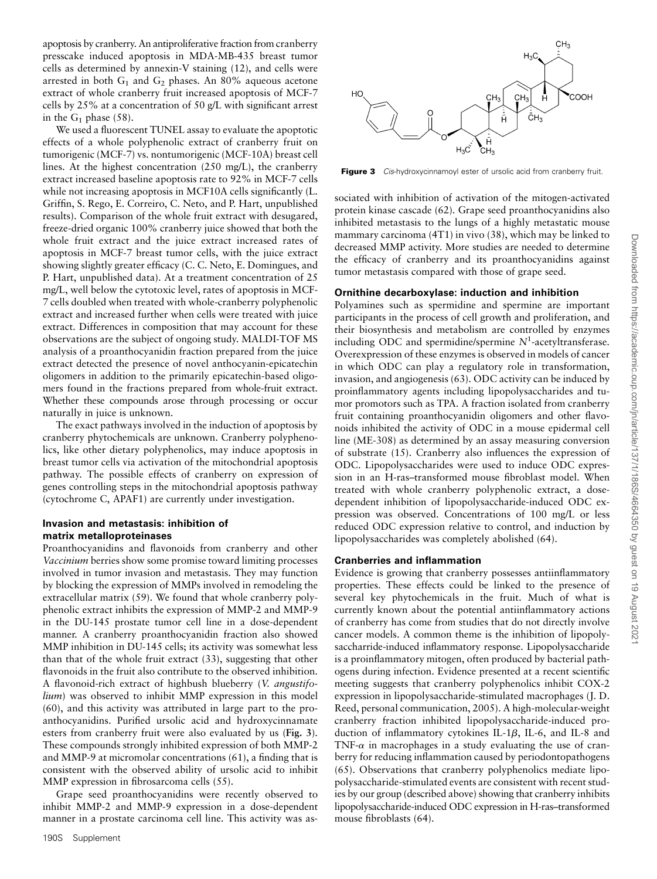apoptosis by cranberry. An antiproliferative fraction from cranberry presscake induced apoptosis in MDA-MB-435 breast tumor cells as determined by annexin-V staining (12), and cells were arrested in both $G_1$ and $G_2$ phases. An 80% aqueous acetone extract of whole cranberry fruit increased apoptosis of MCF-7 cells by 25% at a concentration of 50 g/L with significant arrest in the $G_1$ phase (58).

We used a fluorescent TUNEL assay to evaluate the apoptotic effects of a whole polyphenolic extract of cranberry fruit on tumorigenic (MCF-7) vs. nontumorigenic (MCF-10A) breast cell lines. At the highest concentration (250 mg/L), the cranberry extract increased baseline apoptosis rate to 92% in MCF-7 cells while not increasing apoptosis in MCF10A cells significantly (L. Griffin, S. Rego, E. Correiro, C. Neto, and P. Hart, unpublished results). Comparison of the whole fruit extract with desugared, freeze-dried organic 100% cranberry juice showed that both the whole fruit extract and the juice extract increased rates of apoptosis in MCF-7 breast tumor cells, with the juice extract showing slightly greater efficacy (C. C. Neto, E. Domingues, and P. Hart, unpublished data). At a treatment concentration of 25 mg/L, well below the cytotoxic level, rates of apoptosis in MCF-7 cells doubled when treated with whole-cranberry polyphenolic extract and increased further when cells were treated with juice extract. Differences in composition that may account for these observations are the subject of ongoing study. MALDI-TOF MS analysis of a proanthocyanidin fraction prepared from the juice extract detected the presence of novel anthocyanin-epicatechin oligomers in addition to the primarily epicatechin-based oligomers found in the fractions prepared from whole-fruit extract. Whether these compounds arose through processing or occur naturally in juice is unknown.

The exact pathways involved in the induction of apoptosis by cranberry phytochemicals are unknown. Cranberry polyphenolics, like other dietary polyphenolics, may induce apoptosis in breast tumor cells via activation of the mitochondrial apoptosis pathway. The possible effects of cranberry on expression of genes controlling steps in the mitochondrial apoptosis pathway (cytochrome C, APAF1) are currently under investigation.

### Invasion and metastasis: inhibition of matrix metalloproteinases

Proanthocyanidins and flavonoids from cranberry and other *Vaccinium* berries show some promise toward limiting processes involved in tumor invasion and metastasis. They may function by blocking the expression of MMPs involved in remodeling the extracellular matrix (59). We found that whole cranberry polyphenolic extract inhibits the expression of MMP-2 and MMP-9 in the DU-145 prostate tumor cell line in a dose-dependent manner. A cranberry proanthocyanidin fraction also showed MMP inhibition in DU-145 cells; its activity was somewhat less than that of the whole fruit extract (33), suggesting that other flavonoids in the fruit also contribute to the observed inhibition. A flavonoid-rich extract of highbush blueberry (*V. angustifolium*) was observed to inhibit MMP expression in this model (60), and this activity was attributed in large part to the proanthocyanidins. Purified ursolic acid and hydroxycinnamate esters from cranberry fruit were also evaluated by us (**Fig. 3**). These compounds strongly inhibited expression of both MMP-2 and MMP-9 at micromolar concentrations (61), a finding that is consistent with the observed ability of ursolic acid to inhibit MMP expression in fibrosarcoma cells (55).

Grape seed proanthocyanidins were recently observed to inhibit MMP-2 and MMP-9 expression in a dose-dependent manner in a prostate carcinoma cell line. This activity was associated with inhibition of activation of the mitogen-activated protein kinase cascade (62). Grape seed proanthocyanidins also inhibited metastasis to the lungs of a highly metastatic mouse mammary carcinoma (4T1) in vivo (38), which may be linked to decreased MMP activity. More studies are needed to determine the efficacy of cranberry and its proanthocyanidins against tumor metastasis compared with those of grape seed.

**Figure 3** *Cis*-hydroxycinnamoyl ester of ursolic acid from cranberry fruit.

### Ornithine decarboxylase: induction and inhibition

Polyamines such as spermidine and spermine are important participants in the process of cell growth and proliferation, and their biosynthesis and metabolism are controlled by enzymes including ODC and spermidine/spermine $N^1$-acetyltransferase. Overexpression of these enzymes is observed in models of cancer in which ODC can play a regulatory role in transformation, invasion, and angiogenesis (63). ODC activity can be induced by proinflammatory agents including lipopolysaccharides and tumor promotors such as TPA. A fraction isolated from cranberry fruit containing proanthocyanidin oligomers and other flavonoids inhibited the activity of ODC in a mouse epidermal cell line (ME-308) as determined by an assay measuring conversion of substrate (15). Cranberry also influences the expression of ODC. Lipopolysaccharides were used to induce ODC expression in an H-ras–transformed mouse fibroblast model. When treated with whole cranberry polyphenolic extract, a dose-dependent inhibition of lipopolysaccharide-induced ODC expression was observed. Concentrations of 100 mg/L or less reduced ODC expression relative to control, and induction by lipopolysaccharides was completely abolished (64).

### Cranberries and inflammation

Evidence is growing that cranberry possesses antiinflammatory properties. These effects could be linked to the presence of several key phytochemicals in the fruit. Much of what is currently known about the potential antiinflammatory actions of cranberry has come from studies that do not directly involve cancer models. A common theme is the inhibition of lipopolysaccharide-induced inflammatory response. Lipopolysaccharide is a proinflammatory mitogen, often produced by bacterial pathogens during infection. Evidence presented at a recent scientific meeting suggests that cranberry polyphenolics inhibit COX-2 expression in lipopolysaccharide-stimulated macrophages (J. D. Reed, personal communication, 2005). A high-molecular-weight cranberry fraction inhibited lipopolysaccharide-induced production of inflammatory cytokines IL-1$\beta$, IL-6, and IL-8 and TNF-$\alpha$ in macrophages in a study evaluating the use of cranberry for reducing inflammation caused by periodontopathogens (65). Observations that cranberry polyphenolics mediate lipopolysaccharide-stimulated events are consistent with recent studies by our group (described above) showing that cranberry inhibits lipopolysaccharide-induced ODC expression in H-ras–transformed mouse fibroblasts (64).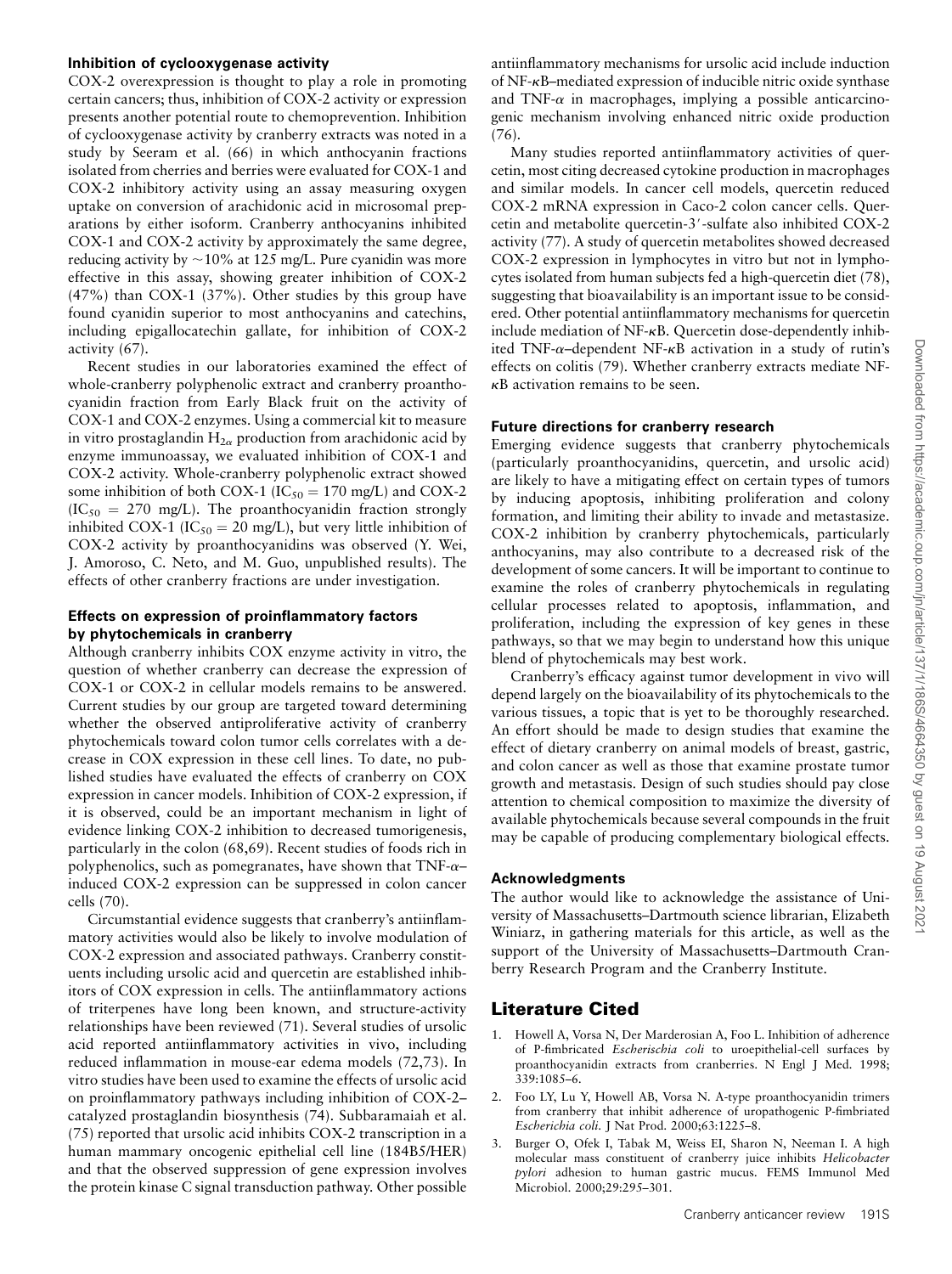### Inhibition of cyclooxygenase activity

COX-2 overexpression is thought to play a role in promoting certain cancers; thus, inhibition of COX-2 activity or expression presents another potential route to chemoprevention. Inhibition of cyclooxygenase activity by cranberry extracts was noted in a study by Seeram et al. (66) in which anthocyanin fractions isolated from cherries and berries were evaluated for COX-1 and COX-2 inhibitory activity using an assay measuring oxygen uptake on conversion of arachidonic acid in microsomal preparations by either isoform. Cranberry anthocyanins inhibited COX-1 and COX-2 activity by approximately the same degree, reducing activity by ~10% at 125 mg/L. Pure cyanidin was more effective in this assay, showing greater inhibition of COX-2 (47%) than COX-1 (37%). Other studies by this group have found cyanidin superior to most anthocyanins and catechins, including epigallocatechin gallate, for inhibition of COX-2 activity (67).

Recent studies in our laboratories examined the effect of whole-cranberry polyphenolic extract and cranberry proanthocyanidin fraction from Early Black fruit on the activity of COX-1 and COX-2 enzymes. Using a commercial kit to measure in vitro prostaglandin $H_{2\alpha}$ production from arachidonic acid by enzyme immunoassay, we evaluated inhibition of COX-1 and COX-2 activity. Whole-cranberry polyphenolic extract showed some inhibition of both COX-1 ($IC_{50}$ = 170 mg/L) and COX-2 ($IC_{50}$ = 270 mg/L). The proanthocyanidin fraction strongly inhibited COX-1 ($IC_{50}$ = 20 mg/L), but very little inhibition of COX-2 activity by proanthocyanidins was observed (Y. Wei, J. Amoroso, C. Neto, and M. Guo, unpublished results). The effects of other cranberry fractions are under investigation.

### Effects on expression of proinflammatory factors by phytochemicals in cranberry

Although cranberry inhibits COX enzyme activity in vitro, the question of whether cranberry can decrease the expression of COX-1 or COX-2 in cellular models remains to be answered. Current studies by our group are targeted toward determining whether the observed antiproliferative activity of cranberry phytochemicals toward colon tumor cells correlates with a decrease in COX expression in these cell lines. To date, no published studies have evaluated the effects of cranberry on COX expression in cancer models. Inhibition of COX-2 expression, if it is observed, could be an important mechanism in light of evidence linking COX-2 inhibition to decreased tumorigenesis, particularly in the colon (68,69). Recent studies of foods rich in polyphenolics, such as pomegranates, have shown that TNF-$\alpha$–induced COX-2 expression can be suppressed in colon cancer cells (70).

Circumstantial evidence suggests that cranberry's antiinflammatory activities would also be likely to involve modulation of COX-2 expression and associated pathways. Cranberry constituents including ursolic acid and quercetin are established inhibitors of COX expression in cells. The antiinflammatory actions of triterpenes have long been known, and structure-activity relationships have been reviewed (71). Several studies of ursolic acid reported antiinflammatory activities in vivo, including reduced inflammation in mouse-ear edema models (72,73). In vitro studies have been used to examine the effects of ursolic acid on proinflammatory pathways including inhibition of COX-2–catalyzed prostaglandin biosynthesis (74). Subbaramaiah et al. (75) reported that ursolic acid inhibits COX-2 transcription in a human mammary oncogenic epithelial cell line (184B5/HER) and that the observed suppression of gene expression involves the protein kinase C signal transduction pathway. Other possible antiinflammatory mechanisms for ursolic acid include induction of NF-$\kappa$B–mediated expression of inducible nitric oxide synthase and TNF-$\alpha$ in macrophages, implying a possible anticarcinogenic mechanism involving enhanced nitric oxide production (76).

Many studies reported antiinflammatory activities of quercetin, most citing decreased cytokine production in macrophages and similar models. In cancer cell models, quercetin reduced COX-2 mRNA expression in Caco-2 colon cancer cells. Quercetin and metabolite quercetin-3′-sulfate also inhibited COX-2 activity (77). A study of quercetin metabolites showed decreased COX-2 expression in lymphocytes in vitro but not in lymphocytes isolated from human subjects fed a high-quercetin diet (78), suggesting that bioavailability is an important issue to be considered. Other potential antiinflammatory mechanisms for quercetin include mediation of NF-$\kappa$B. Quercetin dose-dependently inhibited TNF-$\alpha$–dependent NF-$\kappa$B activation in a study of rutin's effects on colitis (79). Whether cranberry extracts mediate NF-$\kappa$B activation remains to be seen.

### Future directions for cranberry research

Emerging evidence suggests that cranberry phytochemicals (particularly proanthocyanidins, quercetin, and ursolic acid) are likely to have a mitigating effect on certain types of tumors by inducing apoptosis, inhibiting proliferation and colony formation, and limiting their ability to invade and metastasize. COX-2 inhibition by cranberry phytochemicals, particularly anthocyanins, may also contribute to a decreased risk of the development of some cancers. It will be important to continue to examine the roles of cranberry phytochemicals in regulating cellular processes related to apoptosis, inflammation, and proliferation, including the expression of key genes in these pathways, so that we may begin to understand how this unique blend of phytochemicals may best work.

Cranberry's efficacy against tumor development in vivo will depend largely on the bioavailability of its phytochemicals to the various tissues, a topic that is yet to be thoroughly researched. An effort should be made to design studies that examine the effect of dietary cranberry on animal models of breast, gastric, and colon cancer as well as those that examine prostate tumor growth and metastasis. Design of such studies should pay close attention to chemical composition to maximize the diversity of available phytochemicals because several compounds in the fruit may be capable of producing complementary biological effects.

### Acknowledgments

The author would like to acknowledge the assistance of University of Massachusetts–Dartmouth science librarian, Elizabeth Winiarz, in gathering materials for this article, as well as the support of the University of Massachusetts–Dartmouth Cranberry Research Program and the Cranberry Institute.

## Literature Cited

1. Howell A, Vorsa N, Der Marderosian A, Foo L. Inhibition of adherence of P-fimbricated *Escherischia coli* to uroepithelial-cell surfaces by proanthocyanidin extracts from cranberries. N Engl J Med. 1998; 339:1085–6.
2. Foo LY, Lu Y, Howell AB, Vorsa N. A-type proanthocyanidin trimers from cranberry that inhibit adherence of uropathogenic P-fimbriated *Escherichia coli*. J Nat Prod. 2000;63:1225–8.
3. Burger O, Ofek I, Tabak M, Weiss EI, Sharon N, Neeman I. A high molecular mass constituent of cranberry juice inhibits *Helicobacter pylori* adhesion to human gastric mucus. FEMS Immunol Med Microbiol. 2000;29:295–301.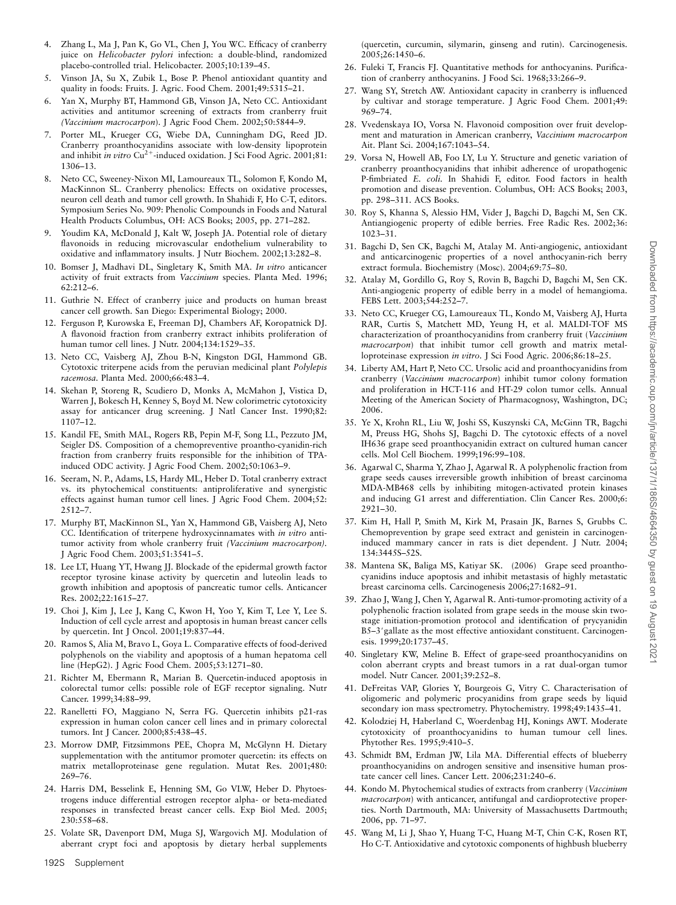4. Zhang L, Ma J, Pan K, Go VL, Chen J, You WC. Efficacy of cranberry juice on *Helicobacter pylori* infection: a double-blind, randomized placebo-controlled trial. Helicobacter. 2005;10:139–45.
5. Vinson JA, Su X, Zubik L, Bose P. Phenol antioxidant quantity and quality in foods: Fruits. J. Agric. Food Chem. 2001;49:5315–21.
6. Yan X, Murphy BT, Hammond GB, Vinson JA, Neto CC. Antioxidant activities and antitumor screening of extracts from cranberry fruit *(Vaccinium macrocarpon*). J Agric Food Chem. 2002;50:5844–9.
7. Porter ML, Krueger CG, Wiebe DA, Cunningham DG, Reed JD. Cranberry proanthocyanidins associate with low-density lipoprotein and inhibit *in vitro* $Cu^{2+}$-induced oxidation. J Sci Food Agric. 2001;81: 1306–13.
8. Neto CC, Sweeney-Nixon MI, Lamoureaux TL, Solomon F, Kondo M, MacKinnon SL. Cranberry phenolics: Effects on oxidative processes, neuron cell death and tumor cell growth. In Shahidi F, Ho C-T, editors. Symposium Series No. 909: Phenolic Compounds in Foods and Natural Health Products Columbus, OH: ACS Books; 2005, pp. 271–282.
9. Youdim KA, McDonald J, Kalt W, Joseph JA. Potential role of dietary flavonoids in reducing microvascular endothelium vulnerability to oxidative and inflammatory insults. J Nutr Biochem. 2002;13:282–8.
10. Bomser J, Madhavi DL, Singletary K, Smith MA. *In vitro* anticancer activity of fruit extracts from *Vaccinium* species. Planta Med. 1996; 62:212–6.
11. Guthrie N. Effect of cranberry juice and products on human breast cancer cell growth. San Diego: Experimental Biology; 2000.
12. Ferguson P, Kurowska E, Freeman DJ, Chambers AF, Koropatnick DJ. A flavonoid fraction from cranberry extract inhibits proliferation of human tumor cell lines. J Nutr. 2004;134:1529–35.
13. Neto CC, Vaisberg AJ, Zhou B-N, Kingston DGI, Hammond GB. Cytotoxic triterpene acids from the peruvian medicinal plant *Polylepis racemosa*. Planta Med. 2000;66:483–4.
14. Skehan P, Storeng R, Scudiero D, Monks A, McMahon J, Vistica D, Warren J, Bokesch H, Kenney S, Boyd M. New colorimetric cytotoxicity assay for anticancer drug screening. J Natl Cancer Inst. 1990;82: 1107–12.
15. Kandil FE, Smith MAL, Rogers RB, Pepin M-F, Song LL, Pezzuto JM, Seigler DS. Composition of a chemopreventive proantho-cyanidin-rich fraction from cranberry fruits responsible for the inhibition of TPA-induced ODC activity. J Agric Food Chem. 2002;50:1063–9.
16. Seeram, N. P., Adams, LS, Hardy ML, Heber D. Total cranberry extract vs. its phytochemical constituents: antiproliferative and synergistic effects against human tumor cell lines. J Agric Food Chem. 2004;52: 2512–7.
17. Murphy BT, MacKinnon SL, Yan X, Hammond GB, Vaisberg AJ, Neto CC. Identification of triterpene hydroxycinnamates with *in vitro* antitumor activity from whole cranberry fruit *(Vaccinium macrocarpon)*. J Agric Food Chem. 2003;51:3541–5.
18. Lee LT, Huang YT, Hwang JJ. Blockade of the epidermal growth factor receptor tyrosine kinase activity by quercetin and luteolin leads to growth inhibition and apoptosis of pancreatic tumor cells. Anticancer Res. 2002;22:1615–27.
19. Choi J, Kim J, Lee J, Kang C, Kwon H, Yoo Y, Kim T, Lee Y, Lee S. Induction of cell cycle arrest and apoptosis in human breast cancer cells by quercetin. Int J Oncol. 2001;19:837–44.
20. Ramos S, Alia M, Bravo L, Goya L. Comparative effects of food-derived polyphenols on the viability and apoptosis of a human hepatoma cell line (HepG2). J Agric Food Chem. 2005;53:1271–80.
21. Richter M, Ebermann R, Marian B. Quercetin-induced apoptosis in colorectal tumor cells: possible role of EGF receptor signaling. Nutr Cancer. 1999;34:88–99.
22. Ranelletti FO, Maggiano N, Serra FG. Quercetin inhibits p21-ras expression in human colon cancer cell lines and in primary colorectal tumors. Int J Cancer. 2000;85:438–45.
23. Morrow DMP, Fitzsimmons PEE, Chopra M, McGlynn H. Dietary supplementation with the antitumor promoter quercetin: its effects on matrix metalloproteinase gene regulation. Mutat Res. 2001;480: 269–76.
24. Harris DM, Besselink E, Henning SM, Go VLW, Heber D. Phytoestrogens induce differential estrogen receptor alpha- or beta-mediated responses in transfected breast cancer cells. Exp Biol Med. 2005; 230:558–68.
25. Volate SR, Davenport DM, Muga SJ, Wargovich MJ. Modulation of aberrant crypt foci and apoptosis by dietary herbal supplements (quercetin, curcumin, silymarin, ginseng and rutin). Carcinogenesis. 2005;26:1450–6.
26. Fuleki T, Francis FJ. Quantitative methods for anthocyanins. Purification of cranberry anthocyanins. J Food Sci. 1968;33:266–9.
27. Wang SY, Stretch AW. Antioxidant capacity in cranberry is influenced by cultivar and storage temperature. J Agric Food Chem. 2001;49: 969–74.
28. Vvedenskaya IO, Vorsa N. Flavonoid composition over fruit development and maturation in American cranberry, *Vaccinium macrocarpon* Ait. Plant Sci. 2004;167:1043–54.
29. Vorsa N, Howell AB, Foo LY, Lu Y. Structure and genetic variation of cranberry proanthocyanidins that inhibit adherence of uropathogenic P-fimbriated *E. coli*. In Shahidi F, editor. Food factors in health promotion and disease prevention. Columbus, OH: ACS Books; 2003, pp. 298–311. ACS Books.
30. Roy S, Khanna S, Alessio HM, Vider J, Bagchi D, Bagchi M, Sen CK. Antiangiogenic property of edible berries. Free Radic Res. 2002;36: 1023–31.
31. Bagchi D, Sen CK, Bagchi M, Atalay M. Anti-angiogenic, antioxidant and anticarcinogenic properties of a novel anthocyanin-rich berry extract formula. Biochemistry (Mosc). 2004;69:75–80.
32. Atalay M, Gordillo G, Roy S, Rovin B, Bagchi D, Bagchi M, Sen CK. Anti-angiogenic property of edible berry in a model of hemangioma. FEBS Lett. 2003;544:252–7.
33. Neto CC, Krueger CG, Lamoureaux TL, Kondo M, Vaisberg AJ, Hurta RAR, Curtis S, Matchett MD, Yeung H, et al. MALDI-TOF MS characterization of proanthocyanidins from cranberry fruit (*Vaccinium macrocarpon*) that inhibit tumor cell growth and matrix metalloproteinase expression *in vitro*. J Sci Food Agric. 2006;86:18–25.
34. Liberty AM, Hart P, Neto CC. Ursolic acid and proanthocyanidins from cranberry (*Vaccinium macrocarpon*) inhibit tumor colony formation and proliferation in HCT-116 and HT-29 colon tumor cells. Annual Meeting of the American Society of Pharmacognosy, Washington, DC; 2006.
35. Ye X, Krohn RL, Liu W, Joshi SS, Kuszynski CA, McGinn TR, Bagchi M, Preuss HG, Shohs SJ, Bagchi D. The cytotoxic effects of a novel IH636 grape seed proanthocyanidin extract on cultured human cancer cells. Mol Cell Biochem. 1999;196:99–108.
36. Agarwal C, Sharma Y, Zhao J, Agarwal R. A polyphenolic fraction from grape seeds causes irreversible growth inhibition of breast carcinoma MDA-MB468 cells by inhibiting mitogen-activated protein kinases and inducing G1 arrest and differentiation. Clin Cancer Res. 2000;6: 2921–30.
37. Kim H, Hall P, Smith M, Kirk M, Prasain JK, Barnes S, Grubbs C. Chemoprevention by grape seed extract and genistein in carcinogen-induced mammary cancer in rats is diet dependent. J Nutr. 2004; 134:3445S–52S.
38. Mantena SK, Baliga MS, Katiyar SK. (2006) Grape seed proanthocyanidins induce apoptosis and inhibit metastasis of highly metastatic breast carcinoma cells. Carcinogenesis 2006;27:1682–91.
39. Zhao J, Wang J, Chen Y, Agarwal R. Anti-tumor-promoting activity of a polyphenolic fraction isolated from grape seeds in the mouse skin two-stage initiation-promotion protocol and identification of prycyanidin B5–3′gallate as the most effective antioxidant constituent. Carcinogenesis. 1999;20:1737–45.
40. Singletary KW, Meline B. Effect of grape-seed proanthocyanidins on colon aberrant crypts and breast tumors in a rat dual-organ tumor model. Nutr Cancer. 2001;39:252–8.
41. DeFreitas VAP, Glories Y, Bourgeois G, Vitry C. Characterisation of oligomeric and polymeric procyanidins from grape seeds by liquid secondary ion mass spectrometry. Phytochemistry. 1998;49:1435–41.
42. Kolodziej H, Haberland C, Woerdenbag HJ, Konings AWT. Moderate cytotoxicity of proanthocyanidins to human tumour cell lines. Phytother Res. 1995;9:410–5.
43. Schmidt BM, Erdman JW, Lila MA. Differential effects of blueberry proanthocyanidins on androgen sensitive and insensitive human prostate cancer cell lines. Cancer Lett. 2006;231:240–6.
44. Kondo M. Phytochemical studies of extracts from cranberry (*Vaccinium macrocarpon*) with anticancer, antifungal and cardioprotective properties. North Dartmouth, MA: University of Massachusetts Dartmouth; 2006, pp. 71–97.
45. Wang M, Li J, Shao Y, Huang T-C, Huang M-T, Chin C-K, Rosen RT, Ho C-T. Antioxidative and cytotoxic components of highbush blueberry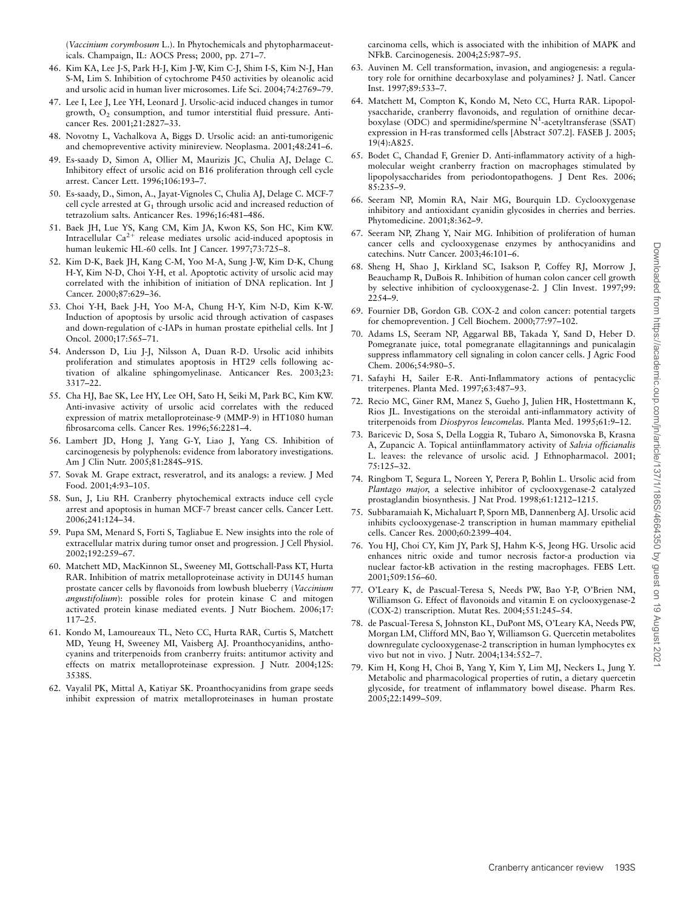(*Vaccinium corymbosum* L.). In Phytochemicals and phytopharmaceuticals. Champaign, IL: AOCS Press; 2000, pp. 271–7.

46. Kim KA, Lee J-S, Park H-J, Kim J-W, Kim C-J, Shim I-S, Kim N-J, Han S-M, Lim S. Inhibition of cytochrome P450 activities by oleanolic acid and ursolic acid in human liver microsomes. Life Sci. 2004;74:2769–79.
47. Lee I, Lee J, Lee YH, Leonard J. Ursolic-acid induced changes in tumor growth, $O_2$ consumption, and tumor interstitial fluid pressure. Anticancer Res. 2001;21:2827–33.
48. Novotny L, Vachalkova A, Biggs D. Ursolic acid: an anti-tumorigenic and chemopreventive activity minireview. Neoplasma. 2001;48:241–6.
49. Es-saady D, Simon A, Ollier M, Maurizis JC, Chulia AJ, Delage C. Inhibitory effect of ursolic acid on B16 proliferation through cell cycle arrest. Cancer Lett. 1996;106:193–7.
50. Es-saady, D., Simon, A., Jayat-Vignoles C, Chulia AJ, Delage C. MCF-7 cell cycle arrested at $G_1$ through ursolic acid and increased reduction of tetrazolium salts. Anticancer Res. 1996;16:481–486.
51. Baek JH, Lue YS, Kang CM, Kim JA, Kwon KS, Son HC, Kim KW. Intracellular $Ca^{2+}$ release mediates ursolic acid-induced apoptosis in human leukemic HL-60 cells. Int J Cancer. 1997;73:725–8.
52. Kim D-K, Baek JH, Kang C-M, Yoo M-A, Sung J-W, Kim D-K, Chung H-Y, Kim N-D, Choi Y-H, et al. Apoptotic activity of ursolic acid may correlated with the inhibition of initiation of DNA replication. Int J Cancer. 2000;87:629–36.
53. Choi Y-H, Baek J-H, Yoo M-A, Chung H-Y, Kim N-D, Kim K-W. Induction of apoptosis by ursolic acid through activation of caspases and down-regulation of c-IAPs in human prostate epithelial cells. Int J Oncol. 2000;17:565–71.
54. Andersson D, Liu J-J, Nilsson A, Duan R-D. Ursolic acid inhibits proliferation and stimulates apoptosis in HT29 cells following activation of alkaline sphingomyelinase. Anticancer Res. 2003;23: 3317–22.
55. Cha HJ, Bae SK, Lee HY, Lee OH, Sato H, Seiki M, Park BC, Kim KW. Anti-invasive activity of ursolic acid correlates with the reduced expression of matrix metalloproteinase-9 (MMP-9) in HT1080 human fibrosarcoma cells. Cancer Res. 1996;56:2281–4.
56. Lambert JD, Hong J, Yang G-Y, Liao J, Yang CS. Inhibition of carcinogenesis by polyphenols: evidence from laboratory investigations. Am J Clin Nutr. 2005;81:284S–91S.
57. Sovak M. Grape extract, resveratrol, and its analogs: a review. J Med Food. 2001;4:93–105.
58. Sun, J, Liu RH. Cranberry phytochemical extracts induce cell cycle arrest and apoptosis in human MCF-7 breast cancer cells. Cancer Lett. 2006;241:124–34.
59. Pupa SM, Menard S, Forti S, Tagliabue E. New insights into the role of extracellular matrix during tumor onset and progression. J Cell Physiol. 2002;192:259–67.
60. Matchett MD, MacKinnon SL, Sweeney MI, Gottschall-Pass KT, Hurta RAR. Inhibition of matrix metalloproteinase activity in DU145 human prostate cancer cells by flavonoids from lowbush blueberry (*Vaccinium angustifolium*): possible roles for protein kinase C and mitogen activated protein kinase mediated events. J Nutr Biochem. 2006;17: 117–25.
61. Kondo M, Lamoureaux TL, Neto CC, Hurta RAR, Curtis S, Matchett MD, Yeung H, Sweeney MI, Vaisberg AJ. Proanthocyanidins, anthocyanins and triterpenoids from cranberry fruits: antitumor activity and effects on matrix metalloproteinase expression. J Nutr. 2004;12S: 3538S.
62. Vayalil PK, Mittal A, Katiyar SK. Proanthocyanidins from grape seeds inhibit expression of matrix metalloproteinases in human prostate carcinoma cells, which is associated with the inhibition of MAPK and NFkB. Carcinogenesis. 2004;25:987–95.
63. Auvinen M. Cell transformation, invasion, and angiogenesis: a regulatory role for ornithine decarboxylase and polyamines? J. Natl. Cancer Inst. 1997;89:533–7.
64. Matchett M, Compton K, Kondo M, Neto CC, Hurta RAR. Lipopolysaccharide, cranberry flavonoids, and regulation of ornithine decarboxylase (ODC) and spermidine/spermine $N^1$-acetyltransferase (SSAT) expression in H-ras transformed cells [Abstract 507.2]. FASEB J. 2005; 19(4):A825.
65. Bodet C, Chandad F, Grenier D. Anti-inflammatory activity of a high-molecular weight cranberry fraction on macrophages stimulated by lipopolysaccharides from periodontopathogens. J Dent Res. 2006; 85:235–9.
66. Seeram NP, Momin RA, Nair MG, Bourquin LD. Cyclooxygenase inhibitory and antioxidant cyanidin glycosides in cherries and berries. Phytomedicine. 2001;8:362–9.
67. Seeram NP, Zhang Y, Nair MG. Inhibition of proliferation of human cancer cells and cyclooxygenase enzymes by anthocyanidins and catechins. Nutr Cancer. 2003;46:101–6.
68. Sheng H, Shao J, Kirkland SC, Isakson P, Coffey RJ, Morrow J, Beauchamp R, DuBois R. Inhibition of human colon cancer cell growth by selective inhibition of cyclooxygenase-2. J Clin Invest. 1997;99: 2254–9.
69. Fournier DB, Gordon GB. COX-2 and colon cancer: potential targets for chemoprevention. J Cell Biochem. 2000;77:97–102.
70. Adams LS, Seeram NP, Aggarwal BB, Takada Y, Sand D, Heber D. Pomegranate juice, total pomegranate ellagitannings and punicalagin suppress inflammatory cell signaling in colon cancer cells. J Agric Food Chem. 2006;54:980–5.
71. Safayhi H, Sailer E-R. Anti-Inflammatory actions of pentacyclic triterpenes. Planta Med. 1997;63:487–93.
72. Recio MC, Giner RM, Manez S, Gueho J, Julien HR, Hostettmann K, Rios JL. Investigations on the steroidal anti-inflammatory activity of triterpenoids from *Diospyros leucomelas*. Planta Med. 1995;61:9–12.
73. Baricevic D, Sosa S, Della Loggia R, Tubaro A, Simonovska B, Krasna A, Zupancic A. Topical antiinflammatory activity of *Salvia officianalis* L. leaves: the relevance of ursolic acid. J Ethnopharmacol. 2001; 75:125–32.
74. Ringbom T, Segura L, Noreen Y, Perera P, Bohlin L. Ursolic acid from *Plantago major*, a selective inhibitor of cyclooxygenase-2 catalyzed prostaglandin biosynthesis. J Nat Prod. 1998;61:1212–1215.
75. Subbaramaiah K, Michaluart P, Sporn MB, Dannenberg AJ. Ursolic acid inhibits cyclooxygenase-2 transcription in human mammary epithelial cells. Cancer Res. 2000;60:2399–404.
76. You HJ, Choi CY, Kim JY, Park SJ, Hahm K-S, Jeong HG. Ursolic acid enhances nitric oxide and tumor necrosis factor-a production via nuclear factor-kB activation in the resting macrophages. FEBS Lett. 2001;509:156–60.
77. O'Leary K, de Pascual-Teresa S, Needs PW, Bao Y-P, O'Brien NM, Williamson G. Effect of flavonoids and vitamin E on cyclooxygenase-2 (COX-2) transcription. Mutat Res. 2004;551:245–54.
78. de Pascual-Teresa S, Johnston KL, DuPont MS, O'Leary KA, Needs PW, Morgan LM, Clifford MN, Bao Y, Williamson G. Quercetin metabolites downregulate cyclooxygenase-2 transcription in human lymphocytes ex vivo but not in vivo. J Nutr. 2004;134:552–7.
79. Kim H, Kong H, Choi B, Yang Y, Kim Y, Lim MJ, Neckers L, Jung Y. Metabolic and pharmacological properties of rutin, a dietary quercetin glycoside, for treatment of inflammatory bowel disease. Pharm Res. 2005;22:1499–509.